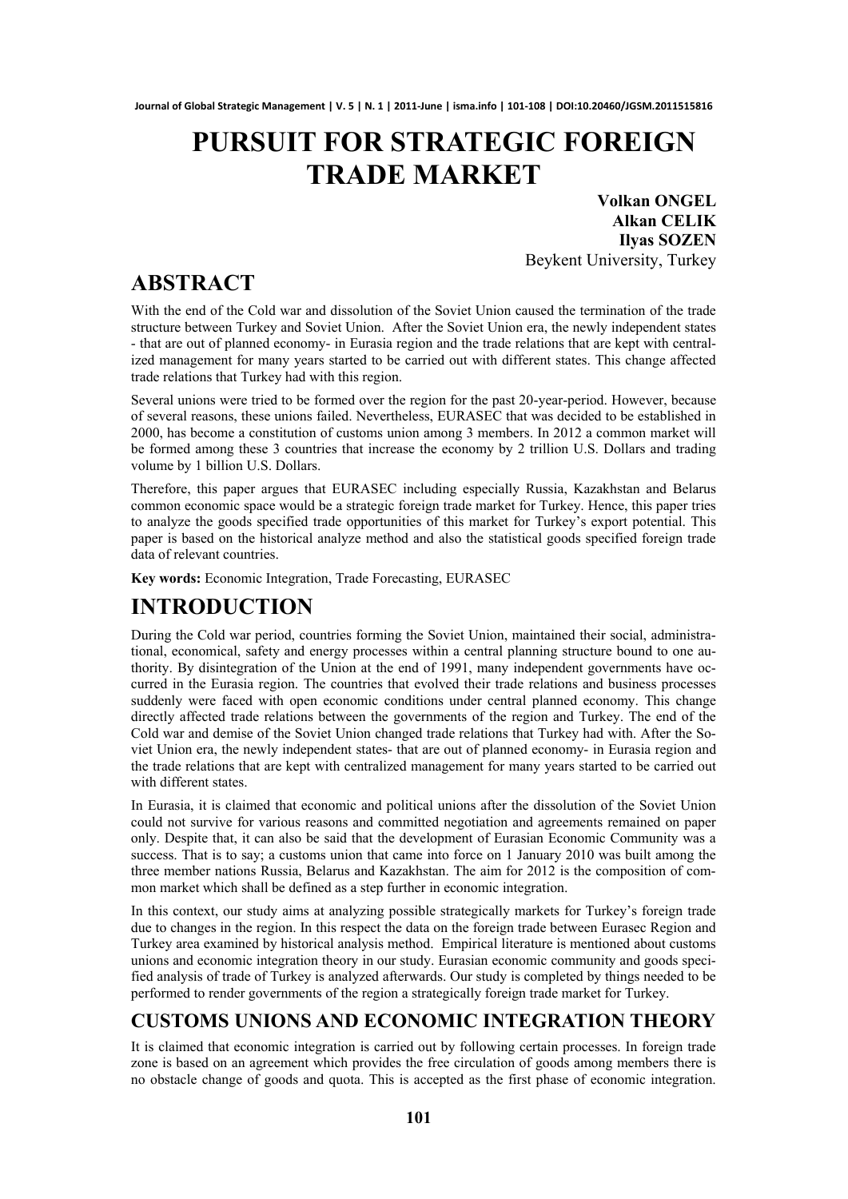# PURSUIT FOR STRATEGIC FOREIGN TRADE MARKET

**Volkan ONGEL**
**Alkan CELIK**
**Ilyas SOZEN**
Beykent University, Turkey

## ABSTRACT

With the end of the Cold war and dissolution of the Soviet Union caused the termination of the trade structure between Turkey and Soviet Union. After the Soviet Union era, the newly independent states - that are out of planned economy- in Eurasia region and the trade relations that are kept with centralized management for many years started to be carried out with different states. This change affected trade relations that Turkey had with this region.

Several unions were tried to be formed over the region for the past 20-year-period. However, because of several reasons, these unions failed. Nevertheless, EURASEC that was decided to be established in 2000, has become a constitution of customs union among 3 members. In 2012 a common market will be formed among these 3 countries that increase the economy by 2 trillion U.S. Dollars and trading volume by 1 billion U.S. Dollars.

Therefore, this paper argues that EURASEC including especially Russia, Kazakhstan and Belarus common economic space would be a strategic foreign trade market for Turkey. Hence, this paper tries to analyze the goods specified trade opportunities of this market for Turkey's export potential. This paper is based on the historical analyze method and also the statistical goods specified foreign trade data of relevant countries.

**Key words:** Economic Integration, Trade Forecasting, EURASEC

## INTRODUCTION

During the Cold war period, countries forming the Soviet Union, maintained their social, administrational, economical, safety and energy processes within a central planning structure bound to one authority. By disintegration of the Union at the end of 1991, many independent governments have occurred in the Eurasia region. The countries that evolved their trade relations and business processes suddenly were faced with open economic conditions under central planned economy. This change directly affected trade relations between the governments of the region and Turkey. The end of the Cold war and demise of the Soviet Union changed trade relations that Turkey had with. After the Soviet Union era, the newly independent states- that are out of planned economy- in Eurasia region and the trade relations that are kept with centralized management for many years started to be carried out with different states.

In Eurasia, it is claimed that economic and political unions after the dissolution of the Soviet Union could not survive for various reasons and committed negotiation and agreements remained on paper only. Despite that, it can also be said that the development of Eurasian Economic Community was a success. That is to say; a customs union that came into force on 1 January 2010 was built among the three member nations Russia, Belarus and Kazakhstan. The aim for 2012 is the composition of common market which shall be defined as a step further in economic integration.

In this context, our study aims at analyzing possible strategically markets for Turkey's foreign trade due to changes in the region. In this respect the data on the foreign trade between Eurasec Region and Turkey area examined by historical analysis method. Empirical literature is mentioned about customs unions and economic integration theory in our study. Eurasian economic community and goods specified analysis of trade of Turkey is analyzed afterwards. Our study is completed by things needed to be performed to render governments of the region a strategically foreign trade market for Turkey.

### CUSTOMS UNIONS AND ECONOMIC INTEGRATION THEORY

It is claimed that economic integration is carried out by following certain processes. In foreign trade zone is based on an agreement which provides the free circulation of goods among members there is no obstacle change of goods and quota. This is accepted as the first phase of economic integration.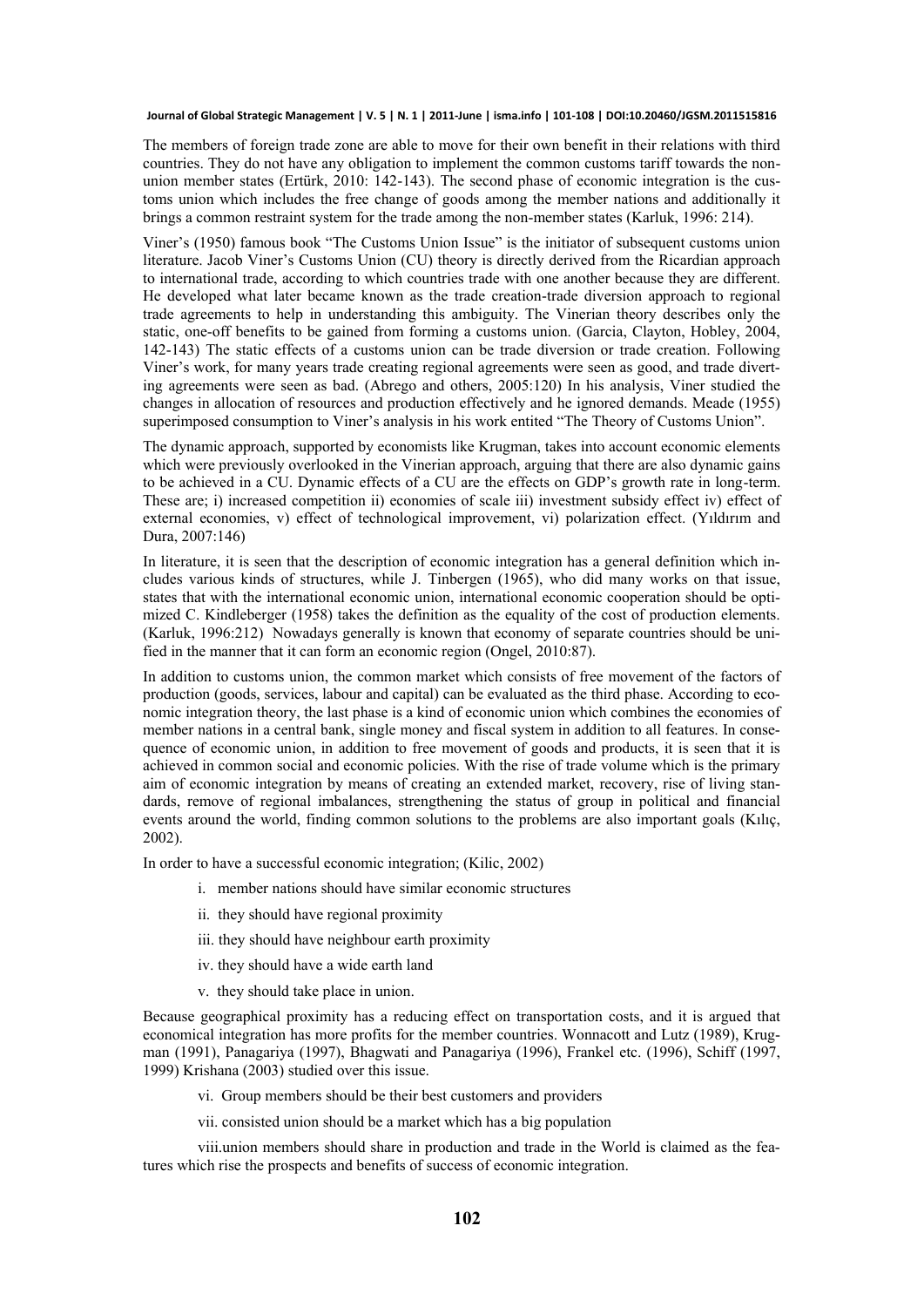The members of foreign trade zone are able to move for their own benefit in their relations with third countries. They do not have any obligation to implement the common customs tariff towards the non-union member states (Ertürk, 2010: 142-143). The second phase of economic integration is the customs union which includes the free change of goods among the member nations and additionally it brings a common restraint system for the trade among the non-member states (Karluk, 1996: 214).

Viner's (1950) famous book "The Customs Union Issue" is the initiator of subsequent customs union literature. Jacob Viner's Customs Union (CU) theory is directly derived from the Ricardian approach to international trade, according to which countries trade with one another because they are different. He developed what later became known as the trade creation-trade diversion approach to regional trade agreements to help in understanding this ambiguity. The Vinerian theory describes only the static, one-off benefits to be gained from forming a customs union. (Garcia, Clayton, Hobley, 2004, 142-143) The static effects of a customs union can be trade diversion or trade creation. Following Viner's work, for many years trade creating regional agreements were seen as good, and trade diverting agreements were seen as bad. (Abrego and others, 2005:120) In his analysis, Viner studied the changes in allocation of resources and production effectively and he ignored demands. Meade (1955) superimposed consumption to Viner's analysis in his work entited "The Theory of Customs Union".

The dynamic approach, supported by economists like Krugman, takes into account economic elements which were previously overlooked in the Vinerian approach, arguing that there are also dynamic gains to be achieved in a CU. Dynamic effects of a CU are the effects on GDP's growth rate in long-term. These are; i) increased competition ii) economies of scale iii) investment subsidy effect iv) effect of external economies, v) effect of technological improvement, vi) polarization effect. (Yıldırım and Dura, 2007:146)

In literature, it is seen that the description of economic integration has a general definition which includes various kinds of structures, while J. Tinbergen (1965), who did many works on that issue, states that with the international economic union, international economic cooperation should be optimized C. Kindleberger (1958) takes the definition as the equality of the cost of production elements. (Karluk, 1996:212) Nowadays generally is known that economy of separate countries should be unified in the manner that it can form an economic region (Ongel, 2010:87).

In addition to customs union, the common market which consists of free movement of the factors of production (goods, services, labour and capital) can be evaluated as the third phase. According to economic integration theory, the last phase is a kind of economic union which combines the economies of member nations in a central bank, single money and fiscal system in addition to all features. In consequence of economic union, in addition to free movement of goods and products, it is seen that it is achieved in common social and economic policies. With the rise of trade volume which is the primary aim of economic integration by means of creating an extended market, recovery, rise of living standards, remove of regional imbalances, strengthening the status of group in political and financial events around the world, finding common solutions to the problems are also important goals (Kılıç, 2002).

In order to have a successful economic integration; (Kilic, 2002)

i. member nations should have similar economic structures

ii. they should have regional proximity

iii. they should have neighbour earth proximity

iv. they should have a wide earth land

v. they should take place in union.

Because geographical proximity has a reducing effect on transportation costs, and it is argued that economical integration has more profits for the member countries. Wonnacott and Lutz (1989), Krugman (1991), Panagariya (1997), Bhagwati and Panagariya (1996), Frankel etc. (1996), Schiff (1997, 1999) Krishana (2003) studied over this issue.

vi. Group members should be their best customers and providers

vii. consisted union should be a market which has a big population

viii. union members should share in production and trade in the World is claimed as the features which rise the prospects and benefits of success of economic integration.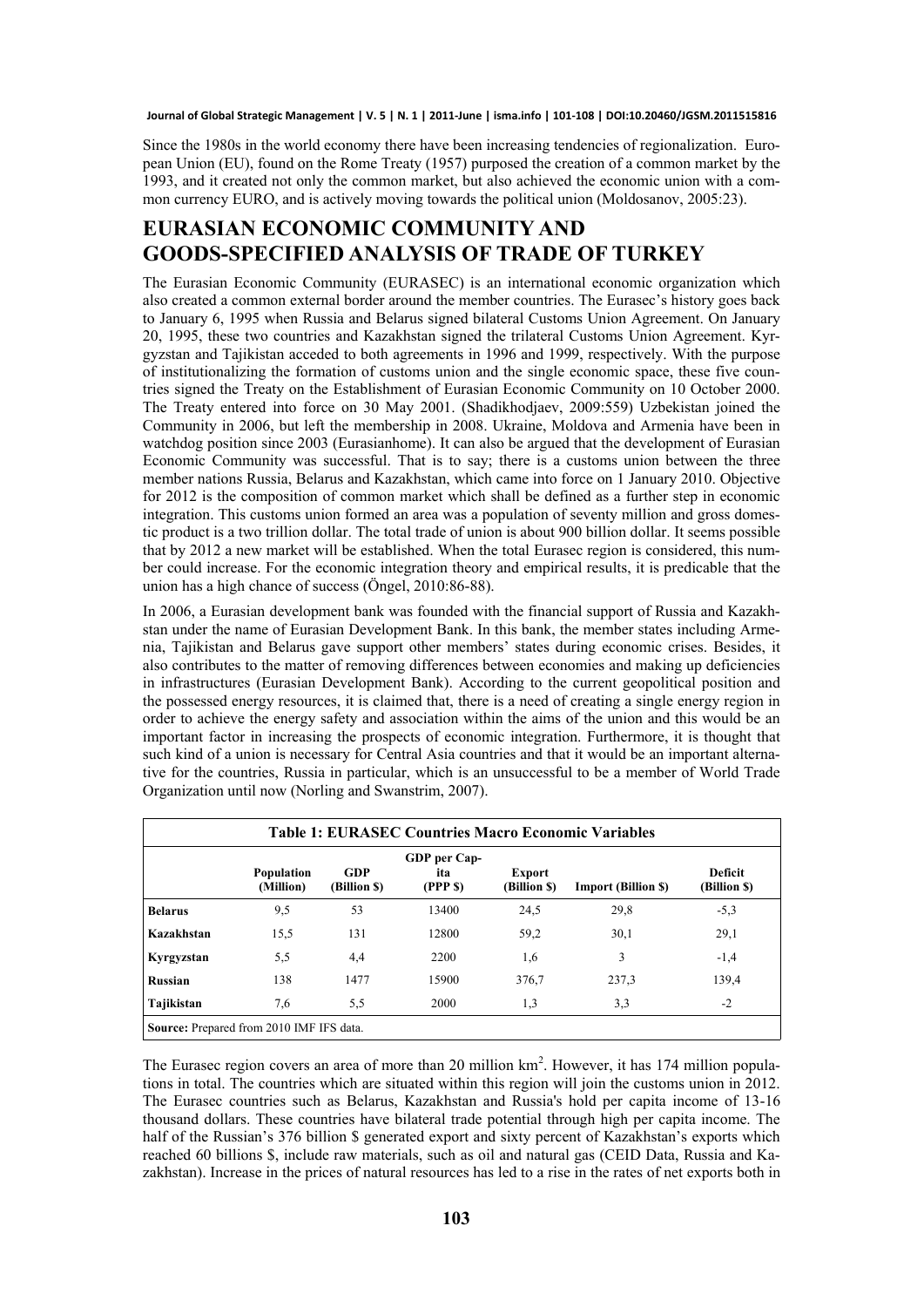Since the 1980s in the world economy there have been increasing tendencies of regionalization. European Union (EU), found on the Rome Treaty (1957) purposed the creation of a common market by the 1993, and it created not only the common market, but also achieved the economic union with a common currency EURO, and is actively moving towards the political union (Moldosanov, 2005:23).

# EURASIAN ECONOMIC COMMUNITY AND GOODS-SPECIFIED ANALYSIS OF TRADE OF TURKEY

The Eurasian Economic Community (EURASEC) is an international economic organization which also created a common external border around the member countries. The Eurasec's history goes back to January 6, 1995 when Russia and Belarus signed bilateral Customs Union Agreement. On January 20, 1995, these two countries and Kazakhstan signed the trilateral Customs Union Agreement. Kyrgyzstan and Tajikistan acceded to both agreements in 1996 and 1999, respectively. With the purpose of institutionalizing the formation of customs union and the single economic space, these five countries signed the Treaty on the Establishment of Eurasian Economic Community on 10 October 2000. The Treaty entered into force on 30 May 2001. (Shadikhodjaev, 2009:559) Uzbekistan joined the Community in 2006, but left the membership in 2008. Ukraine, Moldova and Armenia have been in watchdog position since 2003 (Eurasianhome). It can also be argued that the development of Eurasian Economic Community was successful. That is to say; there is a customs union between the three member nations Russia, Belarus and Kazakhstan, which came into force on 1 January 2010. Objective for 2012 is the composition of common market which shall be defined as a further step in economic integration. This customs union formed an area was a population of seventy million and gross domestic product is a two trillion dollar. The total trade of union is about 900 billion dollar. It seems possible that by 2012 a new market will be established. When the total Eurasec region is considered, this number could increase. For the economic integration theory and empirical results, it is predicable that the union has a high chance of success (Öngel, 2010:86-88).

In 2006, a Eurasian development bank was founded with the financial support of Russia and Kazakhstan under the name of Eurasian Development Bank. In this bank, the member states including Armenia, Tajikistan and Belarus gave support other members' states during economic crises. Besides, it also contributes to the matter of removing differences between economies and making up deficiencies in infrastructures (Eurasian Development Bank). According to the current geopolitical position and the possessed energy resources, it is claimed that, there is a need of creating a single energy region in order to achieve the energy safety and association within the aims of the union and this would be an important factor in increasing the prospects of economic integration. Furthermore, it is thought that such kind of a union is necessary for Central Asia countries and that it would be an important alternative for the countries, Russia in particular, which is an unsuccessful to be a member of World Trade Organization until now (Norling and Swanstrim, 2007).

**Table 1: EURASEC Countries Macro Economic Variables**

| | Population (Million) | GDP (Billion $) | GDP per Capita (PPP $) | Export (Billion $) | Import (Billion $) | Deficit (Billion $) |
|---|---|---|---|---|---|---|
| **Belarus** | 9,5 | 53 | 13400 | 24,5 | 29,8 | -5,3 |
| **Kazakhstan** | 15,5 | 131 | 12800 | 59,2 | 30,1 | 29,1 |
| **Kyrgyzstan** | 5,5 | 4,4 | 2200 | 1,6 | 3 | -1,4 |
| **Russian** | 138 | 1477 | 15900 | 376,7 | 237,3 | 139,4 |
| **Tajikistan** | 7,6 | 5,5 | 2000 | 1,3 | 3,3 | -2 |

**Source:** Prepared from 2010 IMF IFS data.

The Eurasec region covers an area of more than 20 million km$^2$. However, it has 174 million populations in total. The countries which are situated within this region will join the customs union in 2012. The Eurasec countries such as Belarus, Kazakhstan and Russia's hold per capita income of 13-16 thousand dollars. These countries have bilateral trade potential through high per capita income. The half of the Russian's 376 billion $ generated export and sixty percent of Kazakhstan's exports which reached 60 billions $, include raw materials, such as oil and natural gas (CEID Data, Russia and Kazakhstan). Increase in the prices of natural resources has led to a rise in the rates of net exports both in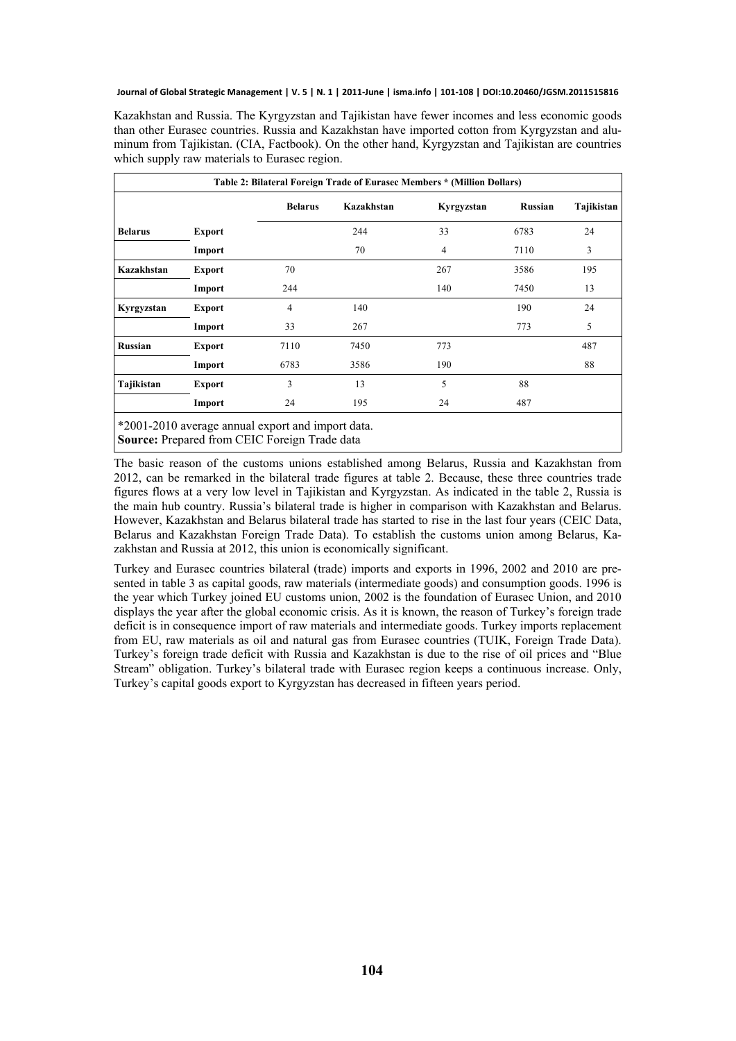Kazakhstan and Russia. The Kyrgyzstan and Tajikistan have fewer incomes and less economic goods than other Eurasec countries. Russia and Kazakhstan have imported cotton from Kyrgyzstan and aluminum from Tajikistan. (CIA, Factbook). On the other hand, Kyrgyzstan and Tajikistan are countries which supply raw materials to Eurasec region.

**Table 2: Bilateral Foreign Trade of Eurasec Members * (Million Dollars)**

| | | Belarus | Kazakhstan | Kyrgyzstan | Russian | Tajikistan |
|---|---|---|---|---|---|---|
| **Belarus** | **Export** | | 244 | 33 | 6783 | 24 |
| | **Import** | | 70 | 4 | 7110 | 3 |
| **Kazakhstan** | **Export** | 70 | | 267 | 3586 | 195 |
| | **Import** | 244 | | 140 | 7450 | 13 |
| **Kyrgyzstan** | **Export** | 4 | 140 | | 190 | 24 |
| | **Import** | 33 | 267 | | 773 | 5 |
| **Russian** | **Export** | 7110 | 7450 | 773 | | 487 |
| | **Import** | 6783 | 3586 | 190 | | 88 |
| **Tajikistan** | **Export** | 3 | 13 | 5 | 88 | |
| | **Import** | 24 | 195 | 24 | 487 | |

*2001-2010 average annual export and import data.
**Source:** Prepared from CEIC Foreign Trade data

The basic reason of the customs unions established among Belarus, Russia and Kazakhstan from 2012, can be remarked in the bilateral trade figures at table 2. Because, these three countries trade figures flows at a very low level in Tajikistan and Kyrgyzstan. As indicated in the table 2, Russia is the main hub country. Russia's bilateral trade is higher in comparison with Kazakhstan and Belarus. However, Kazakhstan and Belarus bilateral trade has started to rise in the last four years (CEIC Data, Belarus and Kazakhstan Foreign Trade Data). To establish the customs union among Belarus, Kazakhstan and Russia at 2012, this union is economically significant.

Turkey and Eurasec countries bilateral (trade) imports and exports in 1996, 2002 and 2010 are presented in table 3 as capital goods, raw materials (intermediate goods) and consumption goods. 1996 is the year which Turkey joined EU customs union, 2002 is the foundation of Eurasec Union, and 2010 displays the year after the global economic crisis. As it is known, the reason of Turkey's foreign trade deficit is in consequence import of raw materials and intermediate goods. Turkey imports replacement from EU, raw materials as oil and natural gas from Eurasec countries (TUIK, Foreign Trade Data). Turkey's foreign trade deficit with Russia and Kazakhstan is due to the rise of oil prices and "Blue Stream" obligation. Turkey's bilateral trade with Eurasec region keeps a continuous increase. Only, Turkey's capital goods export to Kyrgyzstan has decreased in fifteen years period.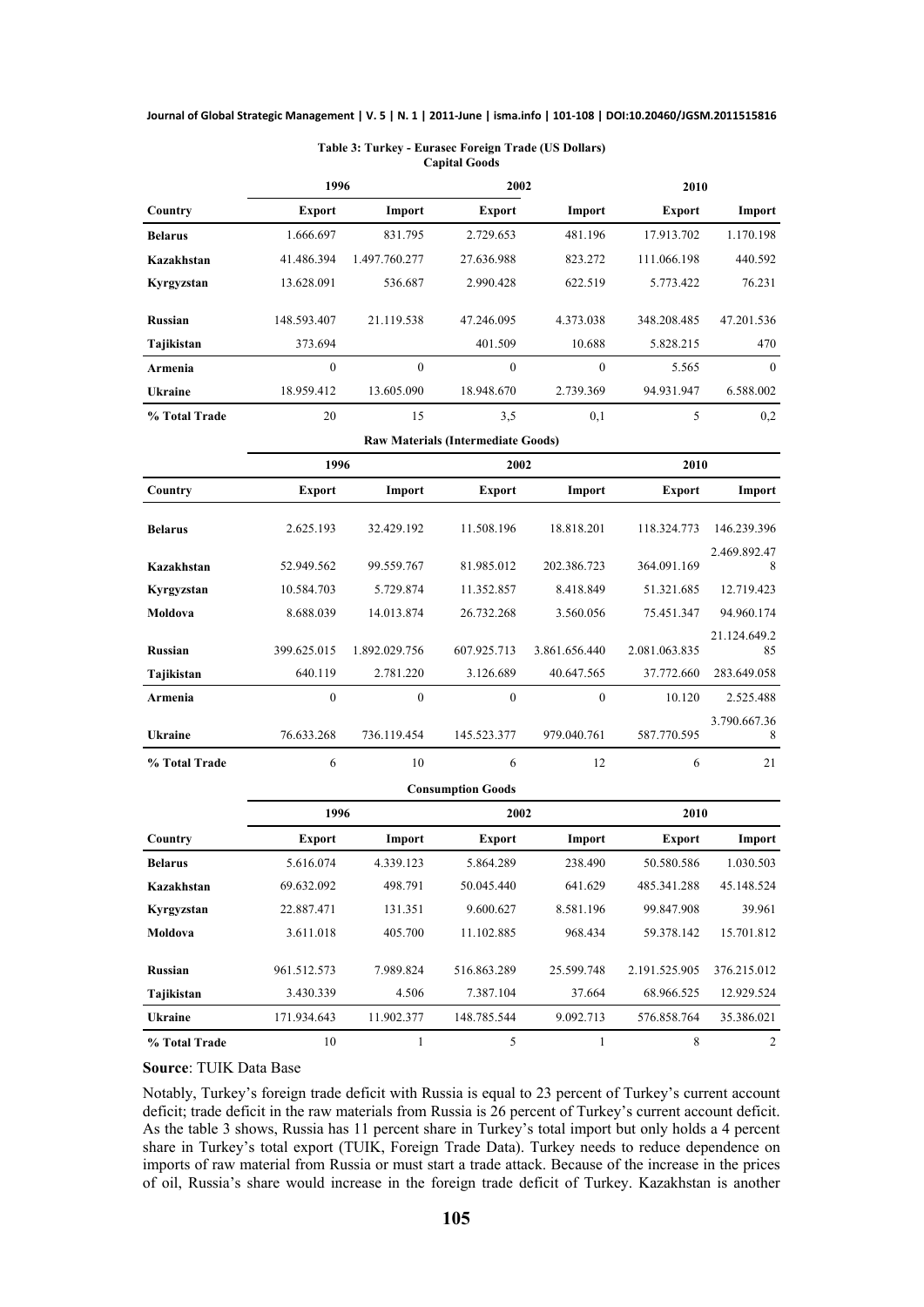**Table 3: Turkey - Eurasec Foreign Trade (US Dollars)**
**Capital Goods**

| | 1996 | | 2002 | | 2010 | |
|---|---|---|---|---|---|---|
| **Country** | **Export** | **Import** | **Export** | **Import** | **Export** | **Import** |
| **Belarus** | 1.666.697 | 831.795 | 2.729.653 | 481.196 | 17.913.702 | 1.170.198 |
| **Kazakhstan** | 41.486.394 | 1.497.760.277 | 27.636.988 | 823.272 | 111.066.198 | 440.592 |
| **Kyrgyzstan** | 13.628.091 | 536.687 | 2.990.428 | 622.519 | 5.773.422 | 76.231 |
| **Russian** | 148.593.407 | 21.119.538 | 47.246.095 | 4.373.038 | 348.208.485 | 47.201.536 |
| **Tajikistan** | 373.694 | | 401.509 | 10.688 | 5.828.215 | 470 |
| **Armenia** | 0 | 0 | 0 | 0 | 5.565 | 0 |
| **Ukraine** | 18.959.412 | 13.605.090 | 18.948.670 | 2.739.369 | 94.931.947 | 6.588.002 |
| **% Total Trade** | 20 | 15 | 3,5 | 0,1 | 5 | 0,2 |

**Raw Materials (Intermediate Goods)**

| | 1996 | | 2002 | | 2010 | |
|---|---|---|---|---|---|---|
| **Country** | **Export** | **Import** | **Export** | **Import** | **Export** | **Import** |
| **Belarus** | 2.625.193 | 32.429.192 | 11.508.196 | 18.818.201 | 118.324.773 | 146.239.396 |
| **Kazakhstan** | 52.949.562 | 99.559.767 | 81.985.012 | 202.386.723 | 364.091.169 | 2.469.892.478 |
| **Kyrgyzstan** | 10.584.703 | 5.729.874 | 11.352.857 | 8.418.849 | 51.321.685 | 12.719.423 |
| **Moldova** | 8.688.039 | 14.013.874 | 26.732.268 | 3.560.056 | 75.451.347 | 94.960.174 |
| **Russian** | 399.625.015 | 1.892.029.756 | 607.925.713 | 3.861.656.440 | 2.081.063.835 | 21.124.649.285 |
| **Tajikistan** | 640.119 | 2.781.220 | 3.126.689 | 40.647.565 | 37.772.660 | 283.649.058 |
| **Armenia** | 0 | 0 | 0 | 0 | 10.120 | 2.525.488 |
| **Ukraine** | 76.633.268 | 736.119.454 | 145.523.377 | 979.040.761 | 587.770.595 | 3.790.667.368 |
| **% Total Trade** | 6 | 10 | 6 | 12 | 6 | 21 |

**Consumption Goods**

| | 1996 | | 2002 | | 2010 | |
|---|---|---|---|---|---|---|
| **Country** | **Export** | **Import** | **Export** | **Import** | **Export** | **Import** |
| **Belarus** | 5.616.074 | 4.339.123 | 5.864.289 | 238.490 | 50.580.586 | 1.030.503 |
| **Kazakhstan** | 69.632.092 | 498.791 | 50.045.440 | 641.629 | 485.341.288 | 45.148.524 |
| **Kyrgyzstan** | 22.887.471 | 131.351 | 9.600.627 | 8.581.196 | 99.847.908 | 39.961 |
| **Moldova** | 3.611.018 | 405.700 | 11.102.885 | 968.434 | 59.378.142 | 15.701.812 |
| **Russian** | 961.512.573 | 7.989.824 | 516.863.289 | 25.599.748 | 2.191.525.905 | 376.215.012 |
| **Tajikistan** | 3.430.339 | 4.506 | 7.387.104 | 37.664 | 68.966.525 | 12.929.524 |
| **Ukraine** | 171.934.643 | 11.902.377 | 148.785.544 | 9.092.713 | 576.858.764 | 35.386.021 |
| **% Total Trade** | 10 | 1 | 5 | 1 | 8 | 2 |

**Source**: TUIK Data Base

Notably, Turkey's foreign trade deficit with Russia is equal to 23 percent of Turkey's current account deficit; trade deficit in the raw materials from Russia is 26 percent of Turkey's current account deficit. As the table 3 shows, Russia has 11 percent share in Turkey's total import but only holds a 4 percent share in Turkey's total export (TUIK, Foreign Trade Data). Turkey needs to reduce dependence on imports of raw material from Russia or must start a trade attack. Because of the increase in the prices of oil, Russia's share would increase in the foreign trade deficit of Turkey. Kazakhstan is another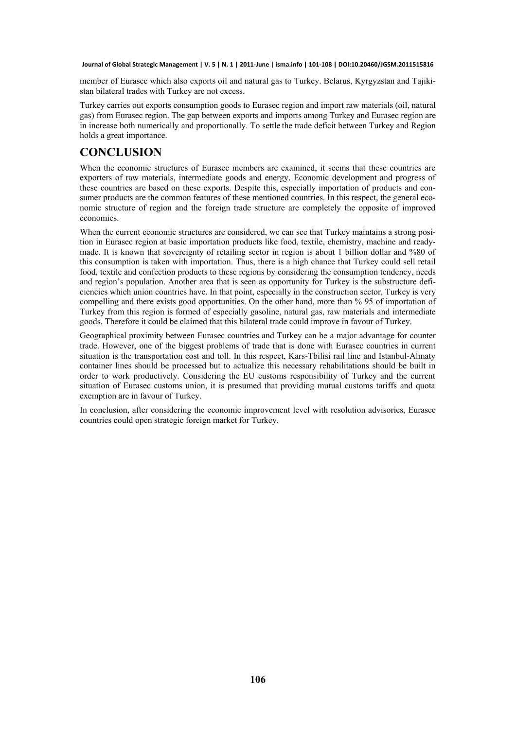member of Eurasec which also exports oil and natural gas to Turkey. Belarus, Kyrgyzstan and Tajikistan bilateral trades with Turkey are not excess.

Turkey carries out exports consumption goods to Eurasec region and import raw materials (oil, natural gas) from Eurasec region. The gap between exports and imports among Turkey and Eurasec region are in increase both numerically and proportionally. To settle the trade deficit between Turkey and Region holds a great importance.

# CONCLUSION

When the economic structures of Eurasec members are examined, it seems that these countries are exporters of raw materials, intermediate goods and energy. Economic development and progress of these countries are based on these exports. Despite this, especially importation of products and consumer products are the common features of these mentioned countries. In this respect, the general economic structure of region and the foreign trade structure are completely the opposite of improved economies.

When the current economic structures are considered, we can see that Turkey maintains a strong position in Eurasec region at basic importation products like food, textile, chemistry, machine and ready-made. It is known that sovereignty of retailing sector in region is about 1 billion dollar and %80 of this consumption is taken with importation. Thus, there is a high chance that Turkey could sell retail food, textile and confection products to these regions by considering the consumption tendency, needs and region's population. Another area that is seen as opportunity for Turkey is the substructure deficiencies which union countries have. In that point, especially in the construction sector, Turkey is very compelling and there exists good opportunities. On the other hand, more than % 95 of importation of Turkey from this region is formed of especially gasoline, natural gas, raw materials and intermediate goods. Therefore it could be claimed that this bilateral trade could improve in favour of Turkey.

Geographical proximity between Eurasec countries and Turkey can be a major advantage for counter trade. However, one of the biggest problems of trade that is done with Eurasec countries in current situation is the transportation cost and toll. In this respect, Kars-Tbilisi rail line and Istanbul-Almaty container lines should be processed but to actualize this necessary rehabilitations should be built in order to work productively. Considering the EU customs responsibility of Turkey and the current situation of Eurasec customs union, it is presumed that providing mutual customs tariffs and quota exemption are in favour of Turkey.

In conclusion, after considering the economic improvement level with resolution advisories, Eurasec countries could open strategic foreign market for Turkey.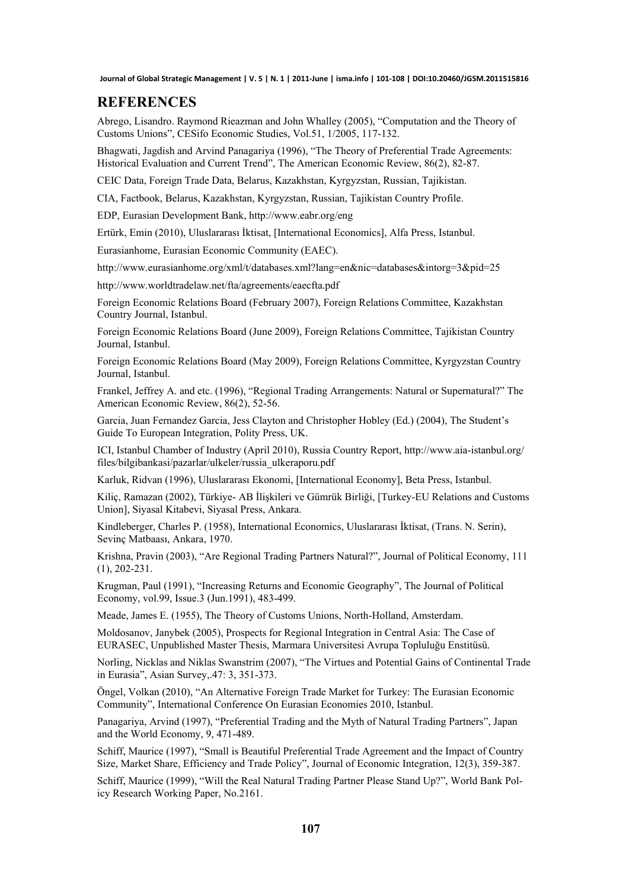## REFERENCES

Abrego, Lisandro. Raymond Rieazman and John Whalley (2005), "Computation and the Theory of Customs Unions", CESifo Economic Studies, Vol.51, 1/2005, 117-132.

Bhagwati, Jagdish and Arvind Panagariya (1996), "The Theory of Preferential Trade Agreements: Historical Evaluation and Current Trend", The American Economic Review, 86(2), 82-87.

CEIC Data, Foreign Trade Data, Belarus, Kazakhstan, Kyrgyzstan, Russian, Tajikistan.

CIA, Factbook, Belarus, Kazakhstan, Kyrgyzstan, Russian, Tajikistan Country Profile.

EDP, Eurasian Development Bank, http://www.eabr.org/eng

Ertürk, Emin (2010), Uluslararası İktisat, [International Economics], Alfa Press, Istanbul.

Eurasianhome, Eurasian Economic Community (EAEC).

http://www.eurasianhome.org/xml/t/databases.xml?lang=en&nic=databases&intorg=3&pid=25

http://www.worldtradelaw.net/fta/agreements/eaecfta.pdf

Foreign Economic Relations Board (February 2007), Foreign Relations Committee, Kazakhstan Country Journal, Istanbul.

Foreign Economic Relations Board (June 2009), Foreign Relations Committee, Tajikistan Country Journal, Istanbul.

Foreign Economic Relations Board (May 2009), Foreign Relations Committee, Kyrgyzstan Country Journal, Istanbul.

Frankel, Jeffrey A. and etc. (1996), "Regional Trading Arrangements: Natural or Supernatural?" The American Economic Review, 86(2), 52-56.

Garcia, Juan Fernandez Garcia, Jess Clayton and Christopher Hobley (Ed.) (2004), The Student's Guide To European Integration, Polity Press, UK.

ICI, Istanbul Chamber of Industry (April 2010), Russia Country Report, http://www.aia-istanbul.org/files/bilgibankasi/pazarlar/ulkeler/russia_ulkeraporu.pdf

Karluk, Ridvan (1996), Uluslararası Ekonomi, [International Economy], Beta Press, Istanbul.

Kiliç, Ramazan (2002), Türkiye- AB İlişkileri ve Gümrük Birliği, [Turkey-EU Relations and Customs Union], Siyasal Kitabevi, Siyasal Press, Ankara.

Kindleberger, Charles P. (1958), International Economics, Uluslararası İktisat, (Trans. N. Serin), Sevinç Matbaası, Ankara, 1970.

Krishna, Pravin (2003), "Are Regional Trading Partners Natural?", Journal of Political Economy, 111 (1), 202-231.

Krugman, Paul (1991), "Increasing Returns and Economic Geography", The Journal of Political Economy, vol.99, Issue.3 (Jun.1991), 483-499.

Meade, James E. (1955), The Theory of Customs Unions, North-Holland, Amsterdam.

Moldosanov, Janybek (2005), Prospects for Regional Integration in Central Asia: The Case of EURASEC, Unpublished Master Thesis, Marmara Universitesi Avrupa Topluluğu Enstitüsü.

Norling, Nicklas and Niklas Swanstrim (2007), "The Virtues and Potential Gains of Continental Trade in Eurasia", Asian Survey,.47: 3, 351-373.

Öngel, Volkan (2010), "An Alternative Foreign Trade Market for Turkey: The Eurasian Economic Community", International Conference On Eurasian Economies 2010, Istanbul.

Panagariya, Arvind (1997), "Preferential Trading and the Myth of Natural Trading Partners", Japan and the World Economy, 9, 471-489.

Schiff, Maurice (1997), "Small is Beautiful Preferential Trade Agreement and the Impact of Country Size, Market Share, Efficiency and Trade Policy", Journal of Economic Integration, 12(3), 359-387.

Schiff, Maurice (1999), "Will the Real Natural Trading Partner Please Stand Up?", World Bank Policy Research Working Paper, No.2161.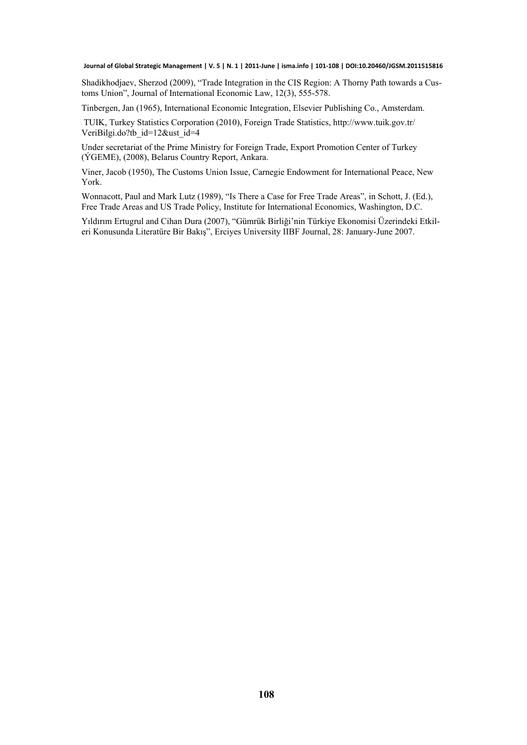Shadikhodjaev, Sherzod (2009), "Trade Integration in the CIS Region: A Thorny Path towards a Customs Union", Journal of International Economic Law, 12(3), 555-578.

Tinbergen, Jan (1965), International Economic Integration, Elsevier Publishing Co., Amsterdam.

TUIK, Turkey Statistics Corporation (2010), Foreign Trade Statistics, http://www.tuik.gov.tr/VeriBilgi.do?tb_id=12&ust_id=4

Under secretariat of the Prime Ministry for Foreign Trade, Export Promotion Center of Turkey (ÝGEME), (2008), Belarus Country Report, Ankara.

Viner, Jacob (1950), The Customs Union Issue, Carnegie Endowment for International Peace, New York.

Wonnacott, Paul and Mark Lutz (1989), "Is There a Case for Free Trade Areas", in Schott, J. (Ed.), Free Trade Areas and US Trade Policy, Institute for International Economics, Washington, D.C.

Yıldırım Ertugrul and Cihan Dura (2007), "Gümrük Birliği'nin Türkiye Ekonomisi Üzerindeki Etkileri Konusunda Literatüre Bir Bakış", Erciyes University IIBF Journal, 28: January-June 2007.